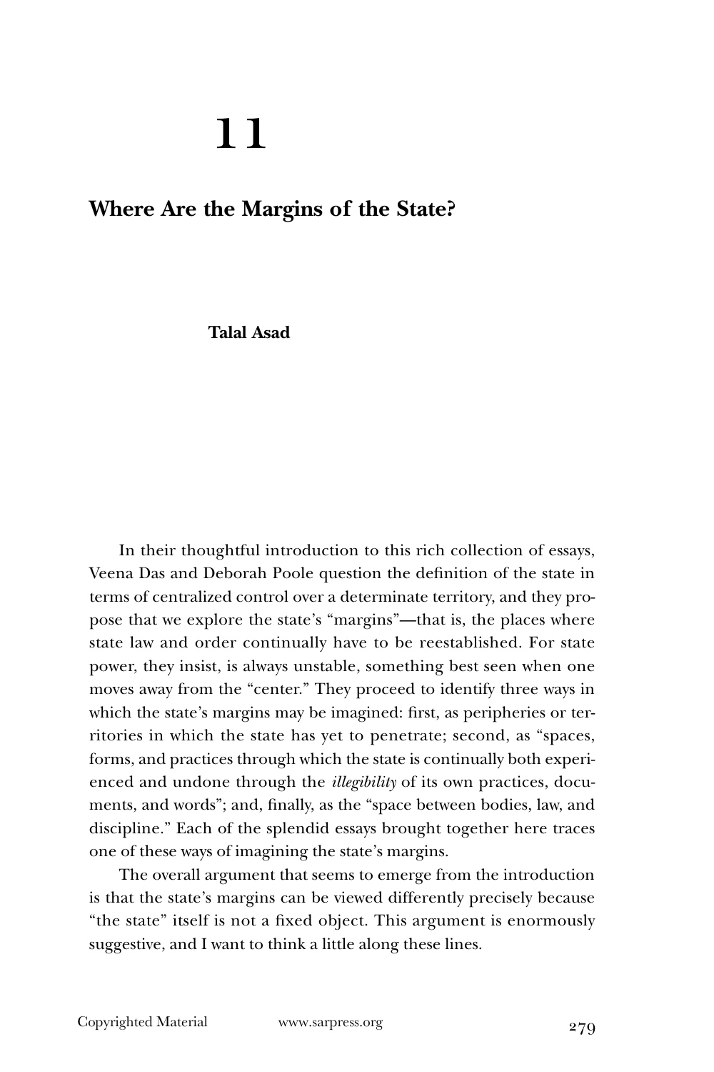# 11

## Where Are the Margins of the State?

**Talal Asad**

In their thoughtful introduction to this rich collection of essays, Veena Das and Deborah Poole question the definition of the state in terms of centralized control over a determinate territory, and they propose that we explore the state's "margins"—that is, the places where state law and order continually have to be reestablished. For state power, they insist, is always unstable, something best seen when one moves away from the "center." They proceed to identify three ways in which the state's margins may be imagined: first, as peripheries or territories in which the state has yet to penetrate; second, as "spaces, forms, and practices through which the state is continually both experienced and undone through the *illegibility* of its own practices, documents, and words"; and, finally, as the "space between bodies, law, and discipline." Each of the splendid essays brought together here traces one of these ways of imagining the state's margins.

The overall argument that seems to emerge from the introduction is that the state's margins can be viewed differently precisely because "the state" itself is not a fixed object. This argument is enormously suggestive, and I want to think a little along these lines.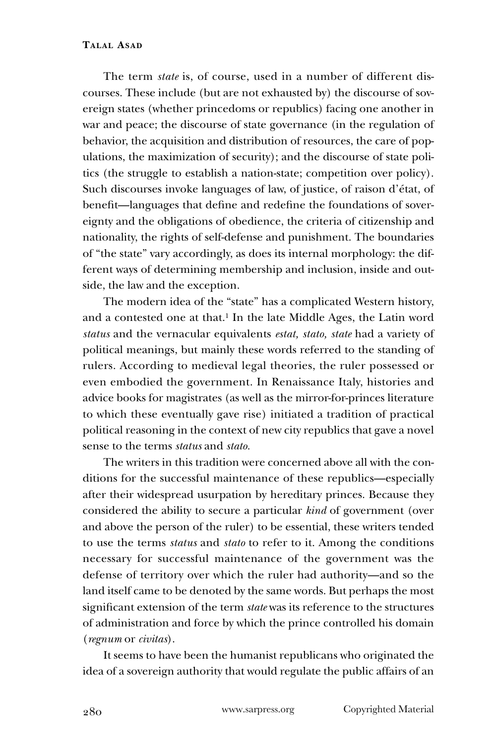The term *state* is, of course, used in a number of different discourses. These include (but are not exhausted by) the discourse of sovereign states (whether princedoms or republics) facing one another in war and peace; the discourse of state governance (in the regulation of behavior, the acquisition and distribution of resources, the care of populations, the maximization of security); and the discourse of state politics (the struggle to establish a nation-state; competition over policy). Such discourses invoke languages of law, of justice, of raison d'état, of benefit—languages that define and redefine the foundations of sovereignty and the obligations of obedience, the criteria of citizenship and nationality, the rights of self-defense and punishment. The boundaries of "the state" vary accordingly, as does its internal morphology: the different ways of determining membership and inclusion, inside and outside, the law and the exception.

The modern idea of the "state" has a complicated Western history, and a contested one at that.[1] In the late Middle Ages, the Latin word *status* and the vernacular equivalents *estat, stato, state* had a variety of political meanings, but mainly these words referred to the standing of rulers. According to medieval legal theories, the ruler possessed or even embodied the government. In Renaissance Italy, histories and advice books for magistrates (as well as the mirror-for-princes literature to which these eventually gave rise) initiated a tradition of practical political reasoning in the context of new city republics that gave a novel sense to the terms *status* and *stato*.

The writers in this tradition were concerned above all with the conditions for the successful maintenance of these republics—especially after their widespread usurpation by hereditary princes. Because they considered the ability to secure a particular *kind* of government (over and above the person of the ruler) to be essential, these writers tended to use the terms *status* and *stato* to refer to it. Among the conditions necessary for successful maintenance of the government was the defense of territory over which the ruler had authority—and so the land itself came to be denoted by the same words. But perhaps the most significant extension of the term *state* was its reference to the structures of administration and force by which the prince controlled his domain (*regnum* or *civitas*).

It seems to have been the humanist republicans who originated the idea of a sovereign authority that would regulate the public affairs of an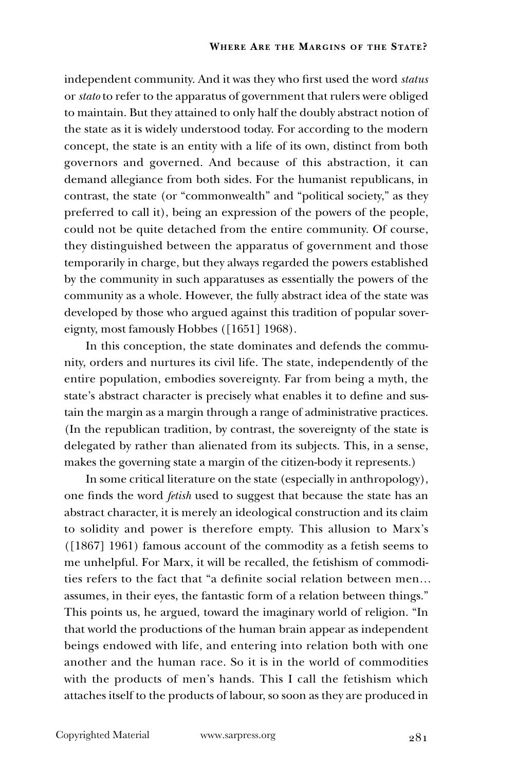independent community. And it was they who first used the word *status* or *stato* to refer to the apparatus of government that rulers were obliged to maintain. But they attained to only half the doubly abstract notion of the state as it is widely understood today. For according to the modern concept, the state is an entity with a life of its own, distinct from both governors and governed. And because of this abstraction, it can demand allegiance from both sides. For the humanist republicans, in contrast, the state (or "commonwealth" and "political society," as they preferred to call it), being an expression of the powers of the people, could not be quite detached from the entire community. Of course, they distinguished between the apparatus of government and those temporarily in charge, but they always regarded the powers established by the community in such apparatuses as essentially the powers of the community as a whole. However, the fully abstract idea of the state was developed by those who argued against this tradition of popular sovereignty, most famously Hobbes ([1651] 1968).

In this conception, the state dominates and defends the community, orders and nurtures its civil life. The state, independently of the entire population, embodies sovereignty. Far from being a myth, the state's abstract character is precisely what enables it to define and sustain the margin as a margin through a range of administrative practices. (In the republican tradition, by contrast, the sovereignty of the state is delegated by rather than alienated from its subjects. This, in a sense, makes the governing state a margin of the citizen-body it represents.)

In some critical literature on the state (especially in anthropology), one finds the word *fetish* used to suggest that because the state has an abstract character, it is merely an ideological construction and its claim to solidity and power is therefore empty. This allusion to Marx's ([1867] 1961) famous account of the commodity as a fetish seems to me unhelpful. For Marx, it will be recalled, the fetishism of commodities refers to the fact that "a definite social relation between men… assumes, in their eyes, the fantastic form of a relation between things." This points us, he argued, toward the imaginary world of religion. "In that world the productions of the human brain appear as independent beings endowed with life, and entering into relation both with one another and the human race. So it is in the world of commodities with the products of men's hands. This I call the fetishism which attaches itself to the products of labour, so soon as they are produced in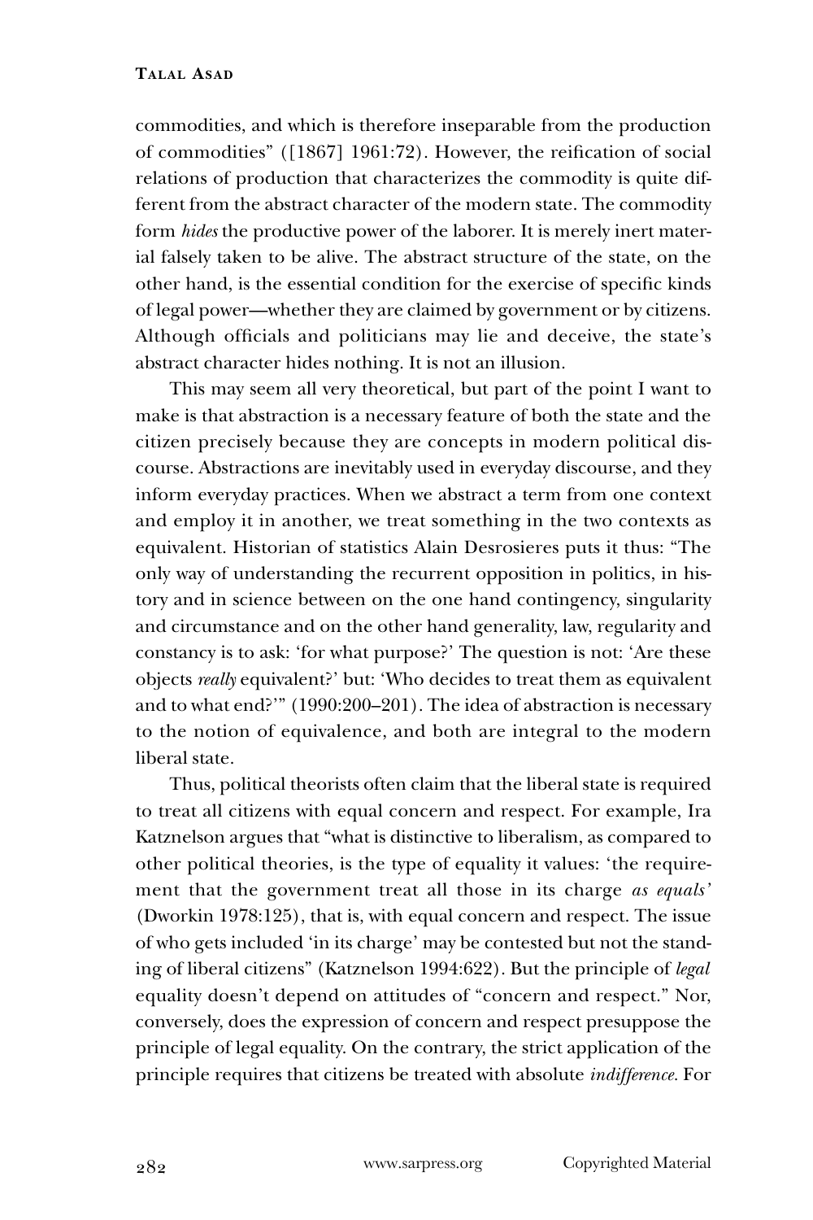commodities, and which is therefore inseparable from the production of commodities" ([1867] 1961:72). However, the reification of social relations of production that characterizes the commodity is quite different from the abstract character of the modern state. The commodity form *hides* the productive power of the laborer. It is merely inert material falsely taken to be alive. The abstract structure of the state, on the other hand, is the essential condition for the exercise of specific kinds of legal power—whether they are claimed by government or by citizens. Although officials and politicians may lie and deceive, the state's abstract character hides nothing. It is not an illusion.

This may seem all very theoretical, but part of the point I want to make is that abstraction is a necessary feature of both the state and the citizen precisely because they are concepts in modern political discourse. Abstractions are inevitably used in everyday discourse, and they inform everyday practices. When we abstract a term from one context and employ it in another, we treat something in the two contexts as equivalent. Historian of statistics Alain Desrosieres puts it thus: "The only way of understanding the recurrent opposition in politics, in history and in science between on the one hand contingency, singularity and circumstance and on the other hand generality, law, regularity and constancy is to ask: 'for what purpose?' The question is not: 'Are these objects *really* equivalent?' but: 'Who decides to treat them as equivalent and to what end?'" (1990:200–201). The idea of abstraction is necessary to the notion of equivalence, and both are integral to the modern liberal state.

Thus, political theorists often claim that the liberal state is required to treat all citizens with equal concern and respect. For example, Ira Katznelson argues that "what is distinctive to liberalism, as compared to other political theories, is the type of equality it values: 'the requirement that the government treat all those in its charge *as equals*' (Dworkin 1978:125), that is, with equal concern and respect. The issue of who gets included 'in its charge' may be contested but not the standing of liberal citizens" (Katznelson 1994:622). But the principle of *legal* equality doesn't depend on attitudes of "concern and respect." Nor, conversely, does the expression of concern and respect presuppose the principle of legal equality. On the contrary, the strict application of the principle requires that citizens be treated with absolute *indifference*. For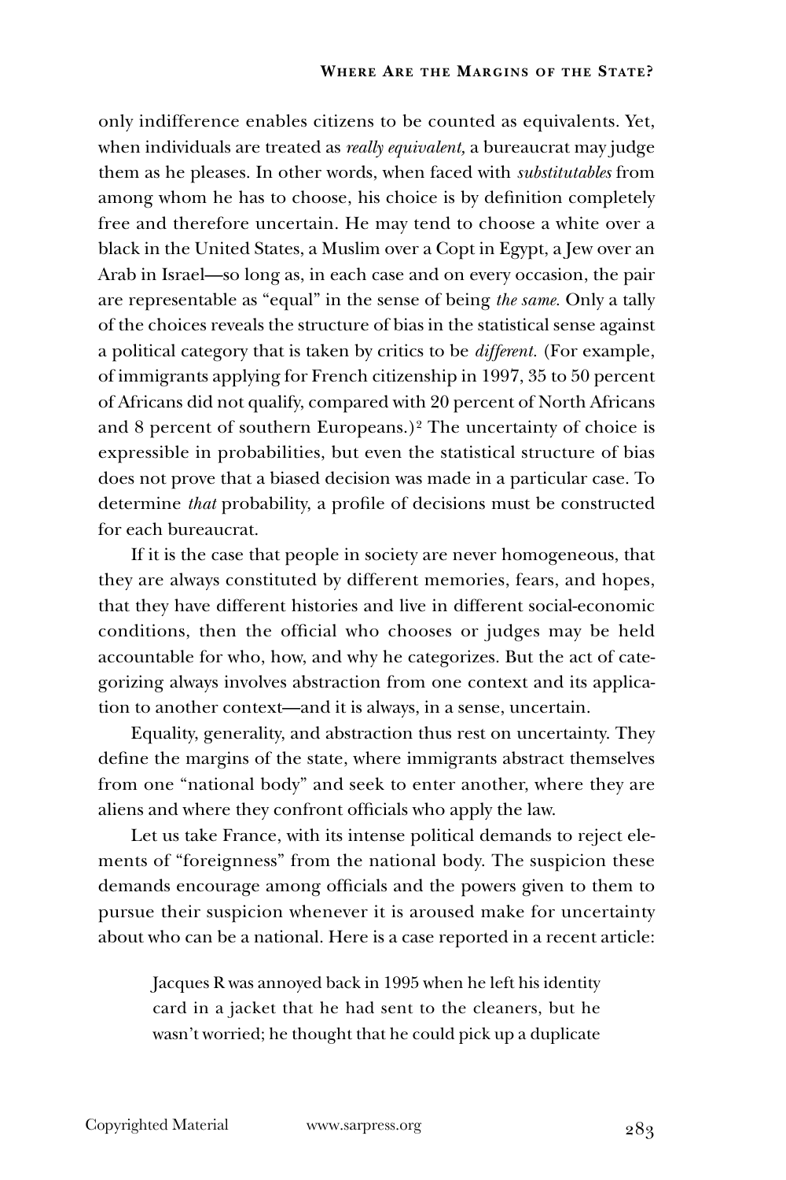only indifference enables citizens to be counted as equivalents. Yet, when individuals are treated as *really equivalent,* a bureaucrat may judge them as he pleases. In other words, when faced with *substitutables* from among whom he has to choose, his choice is by definition completely free and therefore uncertain. He may tend to choose a white over a black in the United States, a Muslim over a Copt in Egypt, a Jew over an Arab in Israel—so long as, in each case and on every occasion, the pair are representable as "equal" in the sense of being *the same.* Only a tally of the choices reveals the structure of bias in the statistical sense against a political category that is taken by critics to be *different.* (For example, of immigrants applying for French citizenship in 1997, 35 to 50 percent of Africans did not qualify, compared with 20 percent of North Africans and 8 percent of southern Europeans.)[2] The uncertainty of choice is expressible in probabilities, but even the statistical structure of bias does not prove that a biased decision was made in a particular case. To determine *that* probability, a profile of decisions must be constructed for each bureaucrat.

If it is the case that people in society are never homogeneous, that they are always constituted by different memories, fears, and hopes, that they have different histories and live in different social-economic conditions, then the official who chooses or judges may be held accountable for who, how, and why he categorizes. But the act of categorizing always involves abstraction from one context and its application to another context—and it is always, in a sense, uncertain.

Equality, generality, and abstraction thus rest on uncertainty. They define the margins of the state, where immigrants abstract themselves from one "national body" and seek to enter another, where they are aliens and where they confront officials who apply the law.

Let us take France, with its intense political demands to reject elements of "foreignness" from the national body. The suspicion these demands encourage among officials and the powers given to them to pursue their suspicion whenever it is aroused make for uncertainty about who can be a national. Here is a case reported in a recent article:

> Jacques R was annoyed back in 1995 when he left his identity card in a jacket that he had sent to the cleaners, but he wasn't worried; he thought that he could pick up a duplicate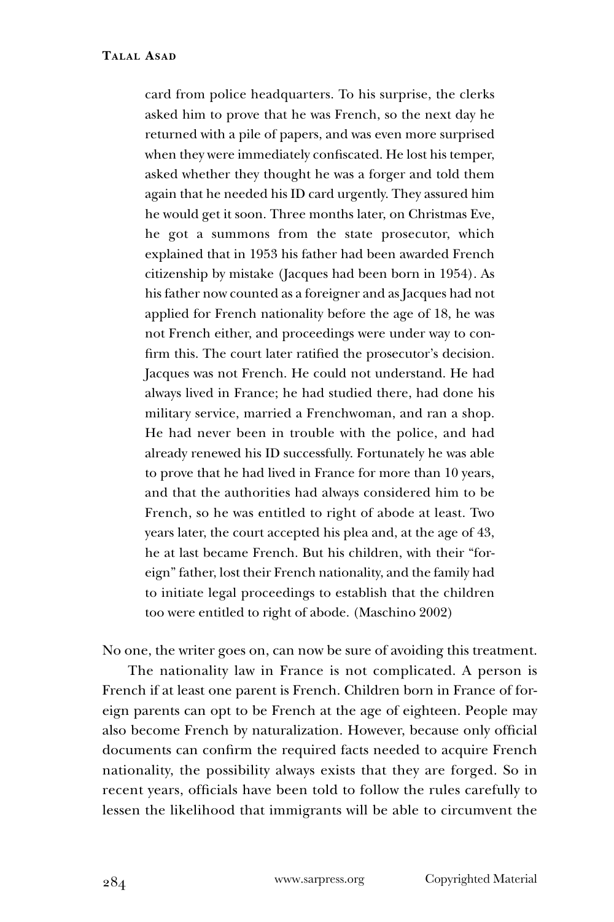> card from police headquarters. To his surprise, the clerks asked him to prove that he was French, so the next day he returned with a pile of papers, and was even more surprised when they were immediately confiscated. He lost his temper, asked whether they thought he was a forger and told them again that he needed his ID card urgently. They assured him he would get it soon. Three months later, on Christmas Eve, he got a summons from the state prosecutor, which explained that in 1953 his father had been awarded French citizenship by mistake (Jacques had been born in 1954). As his father now counted as a foreigner and as Jacques had not applied for French nationality before the age of 18, he was not French either, and proceedings were under way to confirm this. The court later ratified the prosecutor's decision. Jacques was not French. He could not understand. He had always lived in France; he had studied there, had done his military service, married a Frenchwoman, and ran a shop. He had never been in trouble with the police, and had already renewed his ID successfully. Fortunately he was able to prove that he had lived in France for more than 10 years, and that the authorities had always considered him to be French, so he was entitled to right of abode at least. Two years later, the court accepted his plea and, at the age of 43, he at last became French. But his children, with their "foreign" father, lost their French nationality, and the family had to initiate legal proceedings to establish that the children too were entitled to right of abode. (Maschino 2002)

No one, the writer goes on, can now be sure of avoiding this treatment.

The nationality law in France is not complicated. A person is French if at least one parent is French. Children born in France of foreign parents can opt to be French at the age of eighteen. People may also become French by naturalization. However, because only official documents can confirm the required facts needed to acquire French nationality, the possibility always exists that they are forged. So in recent years, officials have been told to follow the rules carefully to lessen the likelihood that immigrants will be able to circumvent the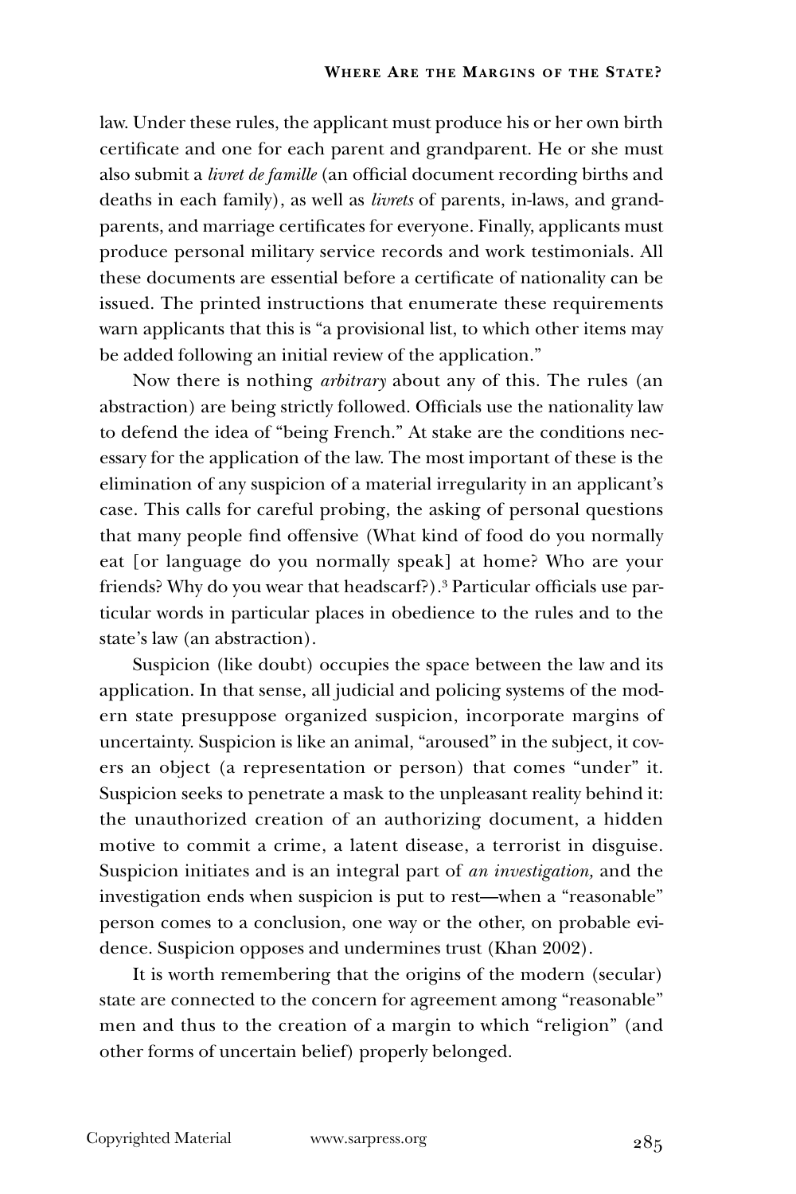law. Under these rules, the applicant must produce his or her own birth certificate and one for each parent and grandparent. He or she must also submit a *livret de famille* (an official document recording births and deaths in each family), as well as *livrets* of parents, in-laws, and grandparents, and marriage certificates for everyone. Finally, applicants must produce personal military service records and work testimonials. All these documents are essential before a certificate of nationality can be issued. The printed instructions that enumerate these requirements warn applicants that this is "a provisional list, to which other items may be added following an initial review of the application."

Now there is nothing *arbitrary* about any of this. The rules (an abstraction) are being strictly followed. Officials use the nationality law to defend the idea of "being French." At stake are the conditions necessary for the application of the law. The most important of these is the elimination of any suspicion of a material irregularity in an applicant's case. This calls for careful probing, the asking of personal questions that many people find offensive (What kind of food do you normally eat [or language do you normally speak] at home? Who are your friends? Why do you wear that headscarf?).[3] Particular officials use particular words in particular places in obedience to the rules and to the state's law (an abstraction).

Suspicion (like doubt) occupies the space between the law and its application. In that sense, all judicial and policing systems of the modern state presuppose organized suspicion, incorporate margins of uncertainty. Suspicion is like an animal, "aroused" in the subject, it covers an object (a representation or person) that comes "under" it. Suspicion seeks to penetrate a mask to the unpleasant reality behind it: the unauthorized creation of an authorizing document, a hidden motive to commit a crime, a latent disease, a terrorist in disguise. Suspicion initiates and is an integral part of *an investigation,* and the investigation ends when suspicion is put to rest—when a "reasonable" person comes to a conclusion, one way or the other, on probable evidence. Suspicion opposes and undermines trust (Khan 2002).

It is worth remembering that the origins of the modern (secular) state are connected to the concern for agreement among "reasonable" men and thus to the creation of a margin to which "religion" (and other forms of uncertain belief) properly belonged.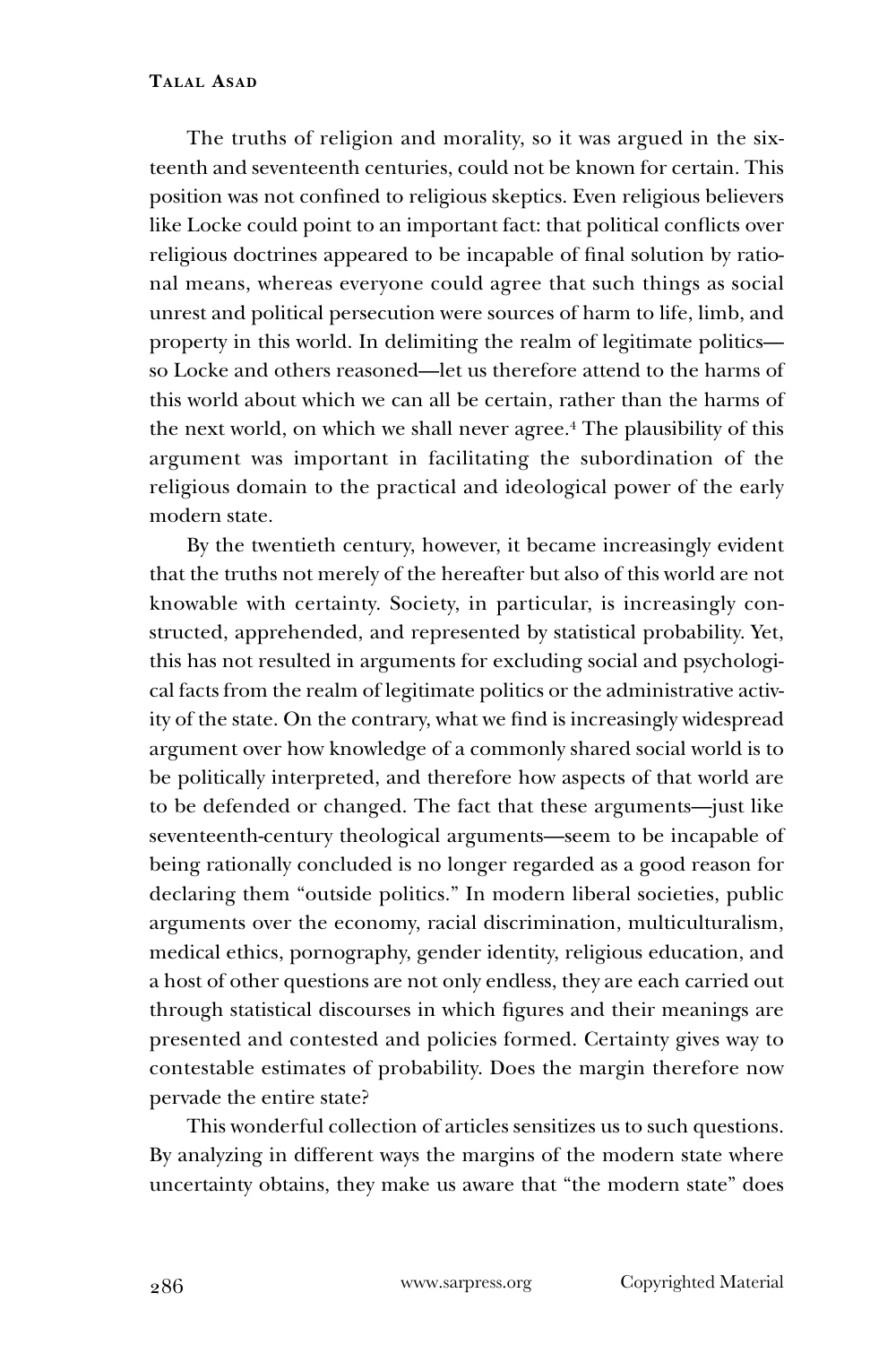The truths of religion and morality, so it was argued in the sixteenth and seventeenth centuries, could not be known for certain. This position was not confined to religious skeptics. Even religious believers like Locke could point to an important fact: that political conflicts over religious doctrines appeared to be incapable of final solution by rational means, whereas everyone could agree that such things as social unrest and political persecution were sources of harm to life, limb, and property in this world. In delimiting the realm of legitimate politics—so Locke and others reasoned—let us therefore attend to the harms of this world about which we can all be certain, rather than the harms of the next world, on which we shall never agree.[4] The plausibility of this argument was important in facilitating the subordination of the religious domain to the practical and ideological power of the early modern state.

By the twentieth century, however, it became increasingly evident that the truths not merely of the hereafter but also of this world are not knowable with certainty. Society, in particular, is increasingly constructed, apprehended, and represented by statistical probability. Yet, this has not resulted in arguments for excluding social and psychological facts from the realm of legitimate politics or the administrative activity of the state. On the contrary, what we find is increasingly widespread argument over how knowledge of a commonly shared social world is to be politically interpreted, and therefore how aspects of that world are to be defended or changed. The fact that these arguments—just like seventeenth-century theological arguments—seem to be incapable of being rationally concluded is no longer regarded as a good reason for declaring them "outside politics." In modern liberal societies, public arguments over the economy, racial discrimination, multiculturalism, medical ethics, pornography, gender identity, religious education, and a host of other questions are not only endless, they are each carried out through statistical discourses in which figures and their meanings are presented and contested and policies formed. Certainty gives way to contestable estimates of probability. Does the margin therefore now pervade the entire state?

This wonderful collection of articles sensitizes us to such questions. By analyzing in different ways the margins of the modern state where uncertainty obtains, they make us aware that "the modern state" does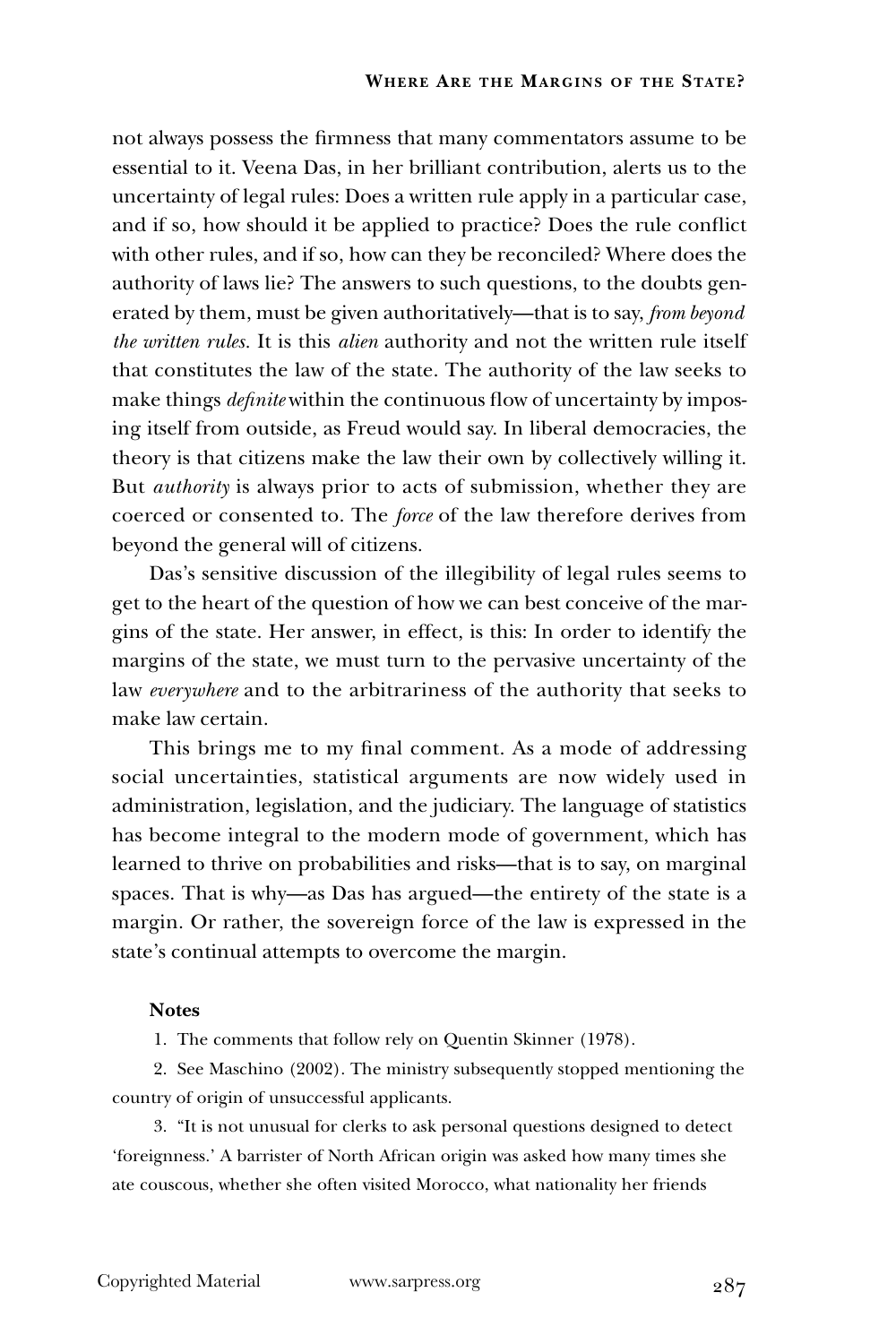not always possess the firmness that many commentators assume to be essential to it. Veena Das, in her brilliant contribution, alerts us to the uncertainty of legal rules: Does a written rule apply in a particular case, and if so, how should it be applied to practice? Does the rule conflict with other rules, and if so, how can they be reconciled? Where does the authority of laws lie? The answers to such questions, to the doubts generated by them, must be given authoritatively—that is to say, *from beyond the written rules*. It is this *alien* authority and not the written rule itself that constitutes the law of the state. The authority of the law seeks to make things *definite* within the continuous flow of uncertainty by imposing itself from outside, as Freud would say. In liberal democracies, the theory is that citizens make the law their own by collectively willing it. But *authority* is always prior to acts of submission, whether they are coerced or consented to. The *force* of the law therefore derives from beyond the general will of citizens.

Das's sensitive discussion of the illegibility of legal rules seems to get to the heart of the question of how we can best conceive of the margins of the state. Her answer, in effect, is this: In order to identify the margins of the state, we must turn to the pervasive uncertainty of the law *everywhere* and to the arbitrariness of the authority that seeks to make law certain.

This brings me to my final comment. As a mode of addressing social uncertainties, statistical arguments are now widely used in administration, legislation, and the judiciary. The language of statistics has become integral to the modern mode of government, which has learned to thrive on probabilities and risks—that is to say, on marginal spaces. That is why—as Das has argued—the entirety of the state is a margin. Or rather, the sovereign force of the law is expressed in the state's continual attempts to overcome the margin.

**Notes**

1. The comments that follow rely on Quentin Skinner (1978).

2. See Maschino (2002). The ministry subsequently stopped mentioning the country of origin of unsuccessful applicants.

3. "It is not unusual for clerks to ask personal questions designed to detect 'foreignness.' A barrister of North African origin was asked how many times she ate couscous, whether she often visited Morocco, what nationality her friends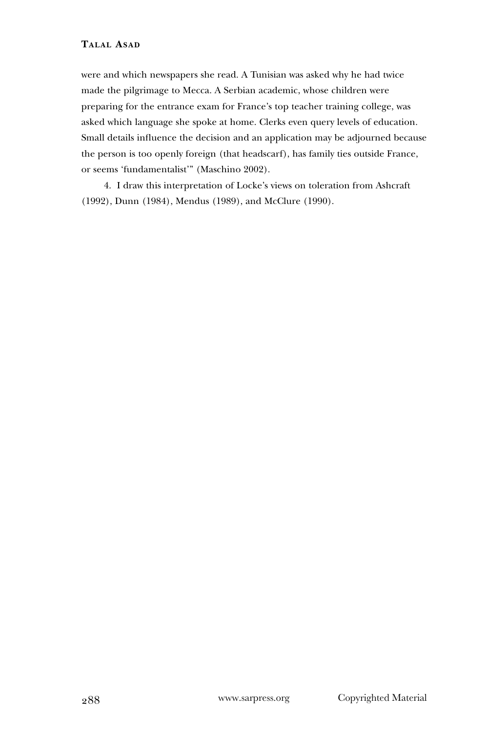were and which newspapers she read. A Tunisian was asked why he had twice made the pilgrimage to Mecca. A Serbian academic, whose children were preparing for the entrance exam for France's top teacher training college, was asked which language she spoke at home. Clerks even query levels of education. Small details influence the decision and an application may be adjourned because the person is too openly foreign (that headscarf), has family ties outside France, or seems 'fundamentalist'" (Maschino 2002).

4. I draw this interpretation of Locke's views on toleration from Ashcraft (1992), Dunn (1984), Mendus (1989), and McClure (1990).